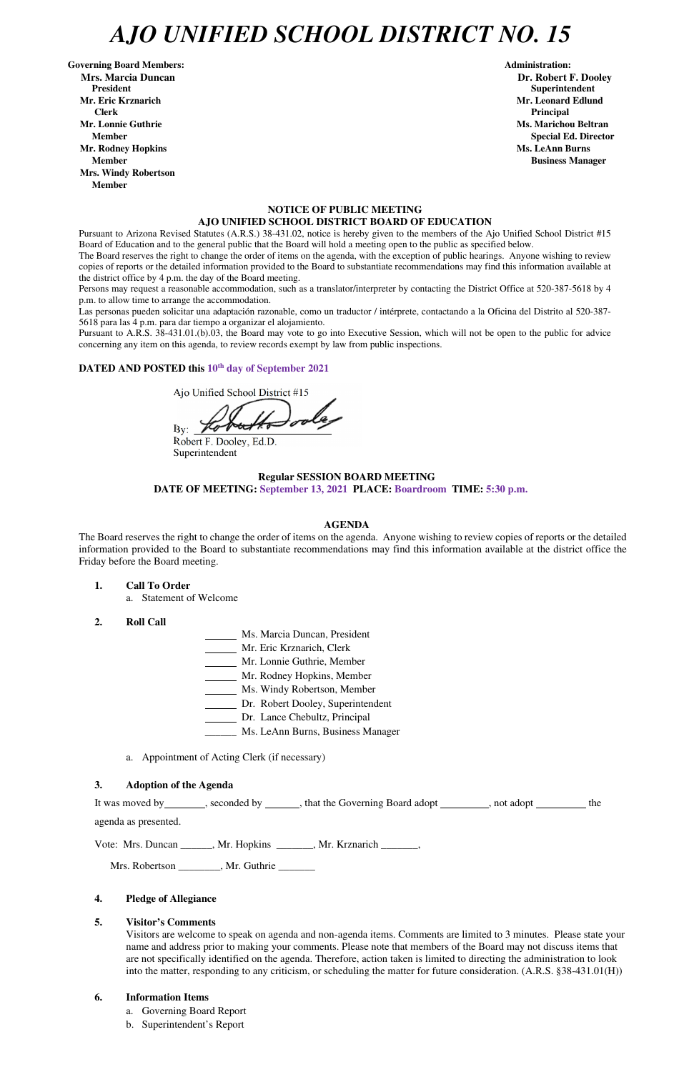# AJO UNIFIED SCHOOL DISTRICT NO. 15

**Governing Board Members:**
**Mrs. Marcia Duncan**
**President**
**Mr. Eric Krznarich**
**Clerk**
**Mr. Lonnie Guthrie**
**Member**
**Mr. Rodney Hopkins**
**Member**
**Mrs. Windy Robertson**
**Member**

**Administration:**
**Dr. Robert F. Dooley**
**Superintendent**
**Mr. Leonard Edlund**
**Principal**
**Ms. Marichou Beltran**
**Special Ed. Director**
**Ms. LeAnn Burns**
**Business Manager**

**NOTICE OF PUBLIC MEETING**
**AJO UNIFIED SCHOOL DISTRICT BOARD OF EDUCATION**

Pursuant to Arizona Revised Statutes (A.R.S.) 38-431.02, notice is hereby given to the members of the Ajo Unified School District #15 Board of Education and to the general public that the Board will hold a meeting open to the public as specified below.

The Board reserves the right to change the order of items on the agenda, with the exception of public hearings. Anyone wishing to review copies of reports or the detailed information provided to the Board to substantiate recommendations may find this information available at the district office by 4 p.m. the day of the Board meeting.

Persons may request a reasonable accommodation, such as a translator/interpreter by contacting the District Office at 520-387-5618 by 4 p.m. to allow time to arrange the accommodation.

Las personas pueden solicitar una adaptación razonable, como un traductor / intérprete, contactando a la Oficina del Distrito al 520-387-5618 para las 4 p.m. para dar tiempo a organizar el alojamiento.

Pursuant to A.R.S. 38-431.01.(b).03, the Board may vote to go into Executive Session, which will not be open to the public for advice concerning any item on this agenda, to review records exempt by law from public inspections.

**DATED AND POSTED this 10th day of September 2021**

Ajo Unified School District #15

By: [signature]
Robert F. Dooley, Ed.D.
Superintendent

**Regular SESSION BOARD MEETING**
**DATE OF MEETING: September 13, 2021 PLACE: Boardroom TIME: 5:30 p.m.**

**AGENDA**

The Board reserves the right to change the order of items on the agenda. Anyone wishing to review copies of reports or the detailed information provided to the Board to substantiate recommendations may find this information available at the district office the Friday before the Board meeting.

1. **Call To Order**
   a. Statement of Welcome

2. **Roll Call**

   ______ Ms. Marcia Duncan, President
   ______ Mr. Eric Krznarich, Clerk
   ______ Mr. Lonnie Guthrie, Member
   ______ Mr. Rodney Hopkins, Member
   ______ Ms. Windy Robertson, Member
   ______ Dr. Robert Dooley, Superintendent
   ______ Dr. Lance Chebultz, Principal
   ______ Ms. LeAnn Burns, Business Manager

   a. Appointment of Acting Clerk (if necessary)

3. **Adoption of the Agenda**

   It was moved by________, seconded by ______, that the Governing Board adopt _________, not adopt _________ the agenda as presented.

   Vote: Mrs. Duncan ______, Mr. Hopkins _______, Mr. Krznarich _______,

   Mrs. Robertson ________, Mr. Guthrie _______

4. **Pledge of Allegiance**

5. **Visitor's Comments**
   Visitors are welcome to speak on agenda and non-agenda items. Comments are limited to 3 minutes. Please state your name and address prior to making your comments. Please note that members of the Board may not discuss items that are not specifically identified on the agenda. Therefore, action taken is limited to directing the administration to look into the matter, responding to any criticism, or scheduling the matter for future consideration. (A.R.S. §38-431.01(H))

6. **Information Items**
   a. Governing Board Report
   b. Superintendent's Report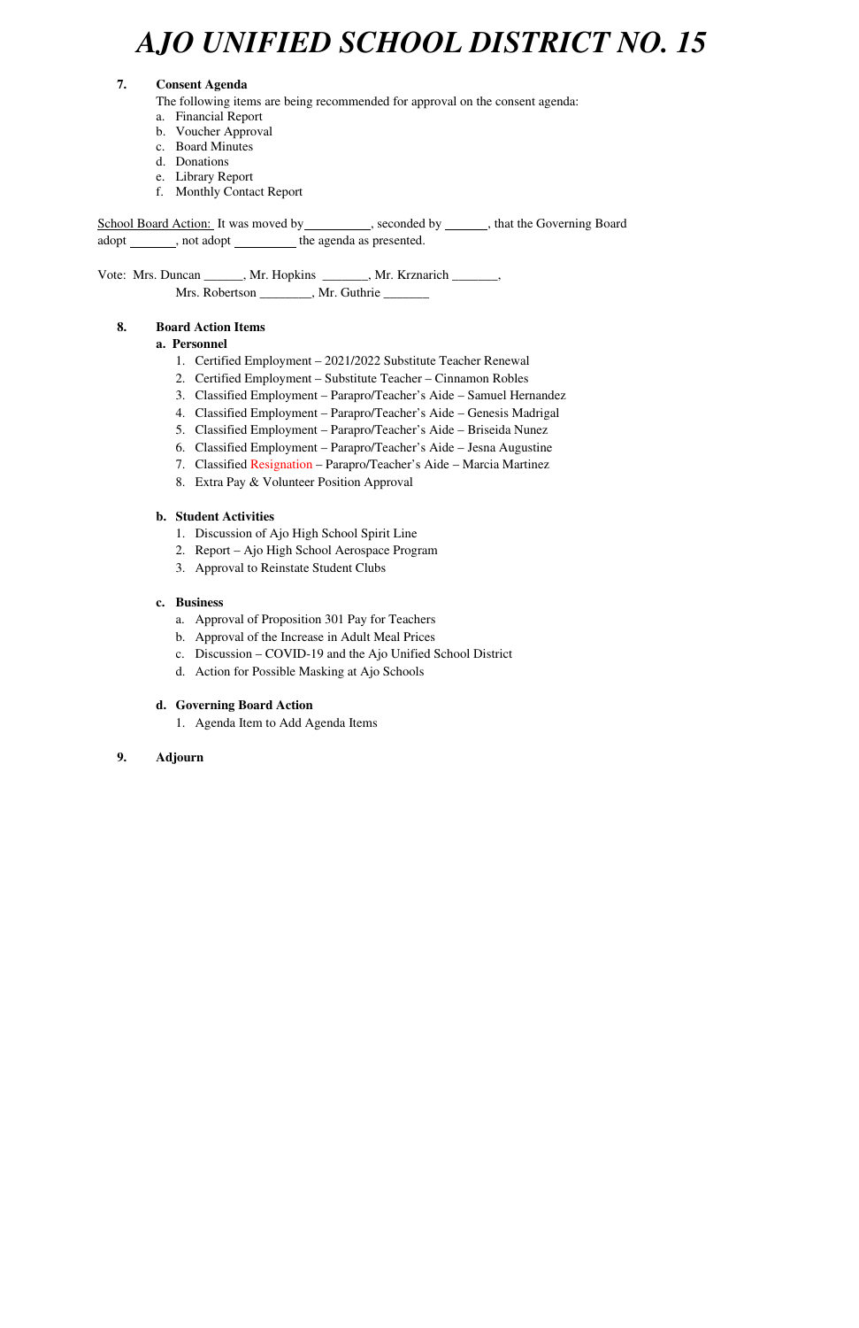# AJO UNIFIED SCHOOL DISTRICT NO. 15

**7. Consent Agenda**

The following items are being recommended for approval on the consent agenda:

a. Financial Report
b. Voucher Approval
c. Board Minutes
d. Donations
e. Library Report
f. Monthly Contact Report

School Board Action: It was moved by __________, seconded by ______, that the Governing Board adopt _______, not adopt _________ the agenda as presented.

Vote: Mrs. Duncan ______, Mr. Hopkins _______, Mr. Krznarich _______,
Mrs. Robertson ________, Mr. Guthrie _______

**8. Board Action Items**

**a. Personnel**

1. Certified Employment – 2021/2022 Substitute Teacher Renewal
2. Certified Employment – Substitute Teacher – Cinnamon Robles
3. Classified Employment – Parapro/Teacher's Aide – Samuel Hernandez
4. Classified Employment – Parapro/Teacher's Aide – Genesis Madrigal
5. Classified Employment – Parapro/Teacher's Aide – Briseida Nunez
6. Classified Employment – Parapro/Teacher's Aide – Jesna Augustine
7. Classified Resignation – Parapro/Teacher's Aide – Marcia Martinez
8. Extra Pay & Volunteer Position Approval

**b. Student Activities**

1. Discussion of Ajo High School Spirit Line
2. Report – Ajo High School Aerospace Program
3. Approval to Reinstate Student Clubs

**c. Business**

a. Approval of Proposition 301 Pay for Teachers
b. Approval of the Increase in Adult Meal Prices
c. Discussion – COVID-19 and the Ajo Unified School District
d. Action for Possible Masking at Ajo Schools

**d. Governing Board Action**

1. Agenda Item to Add Agenda Items

**9. Adjourn**